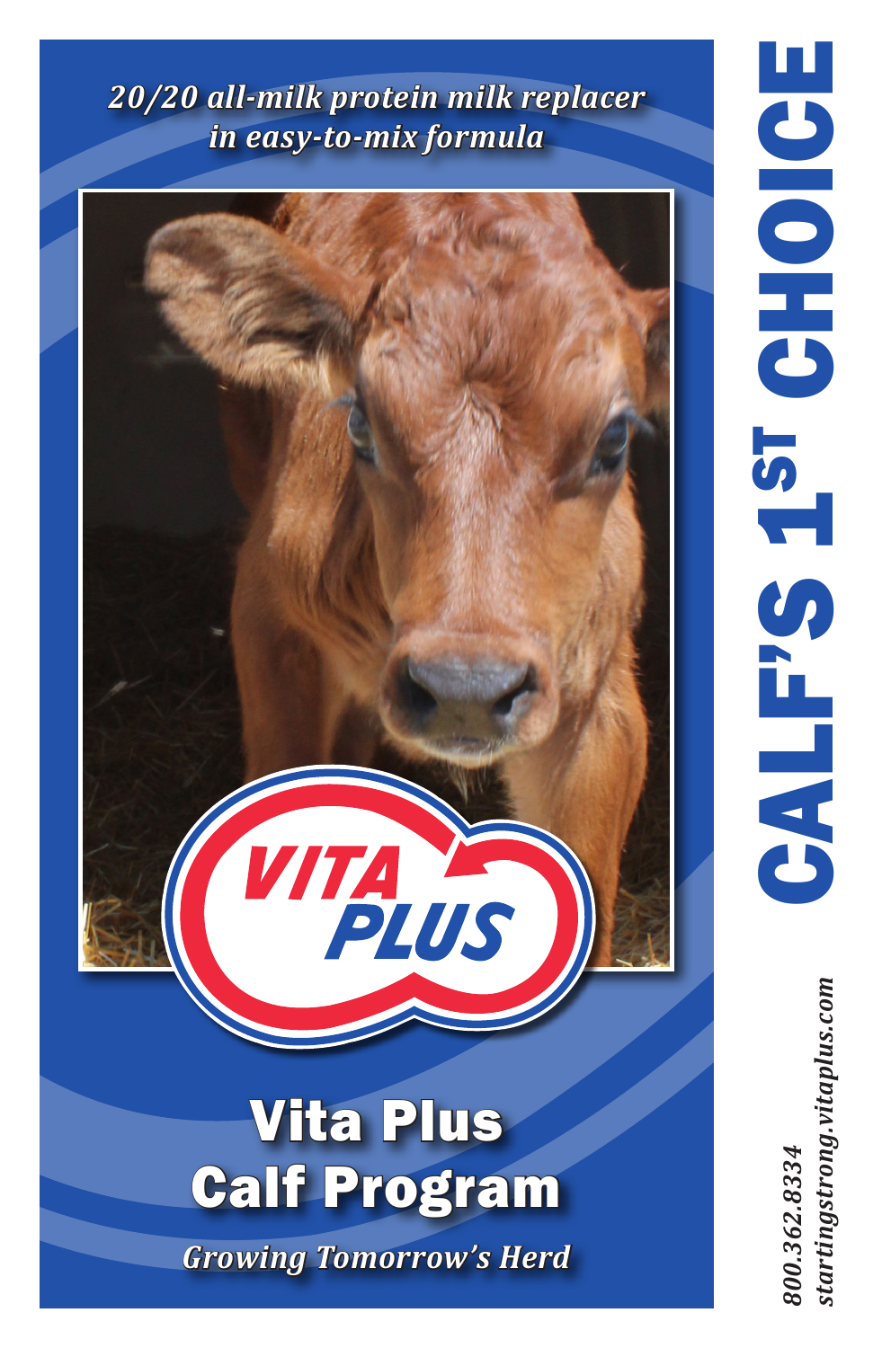*20/20 all-milk protein milk replacer in easy-to-mix formula*

VITA PLUS

# Vita Plus Calf Program

*Growing Tomorrow's Herd*

# CALF'S 1ST CHOICE

*800.362.8334*
*startingstrong.vitaplus.com*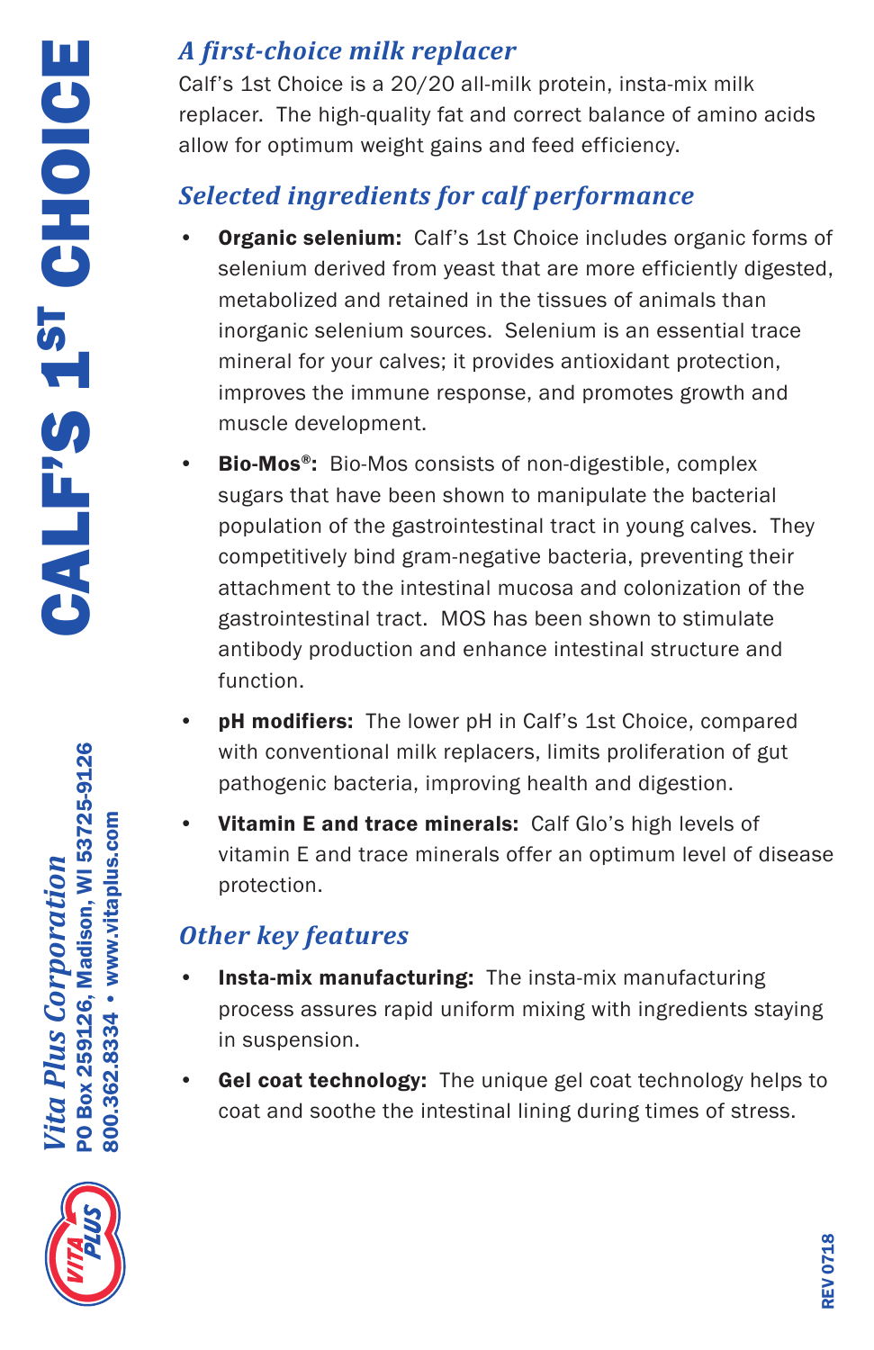# CALF'S 1ST CHOICE

## *A first-choice milk replacer*

Calf's 1st Choice is a 20/20 all-milk protein, insta-mix milk replacer. The high-quality fat and correct balance of amino acids allow for optimum weight gains and feed efficiency.

## *Selected ingredients for calf performance*

- **Organic selenium:** Calf's 1st Choice includes organic forms of selenium derived from yeast that are more efficiently digested, metabolized and retained in the tissues of animals than inorganic selenium sources. Selenium is an essential trace mineral for your calves; it provides antioxidant protection, improves the immune response, and promotes growth and muscle development.
- **Bio-Mos®:** Bio-Mos consists of non-digestible, complex sugars that have been shown to manipulate the bacterial population of the gastrointestinal tract in young calves. They competitively bind gram-negative bacteria, preventing their attachment to the intestinal mucosa and colonization of the gastrointestinal tract. MOS has been shown to stimulate antibody production and enhance intestinal structure and function.
- **pH modifiers:** The lower pH in Calf's 1st Choice, compared with conventional milk replacers, limits proliferation of gut pathogenic bacteria, improving health and digestion.
- **Vitamin E and trace minerals:** Calf Glo's high levels of vitamin E and trace minerals offer an optimum level of disease protection.

## *Other key features*

- **Insta-mix manufacturing:** The insta-mix manufacturing process assures rapid uniform mixing with ingredients staying in suspension.
- **Gel coat technology:** The unique gel coat technology helps to coat and soothe the intestinal lining during times of stress.

*Vita Plus Corporation*
PO Box 259126, Madison, WI 53725-9126
800.362.8334 • www.vitaplus.com

REV 0718